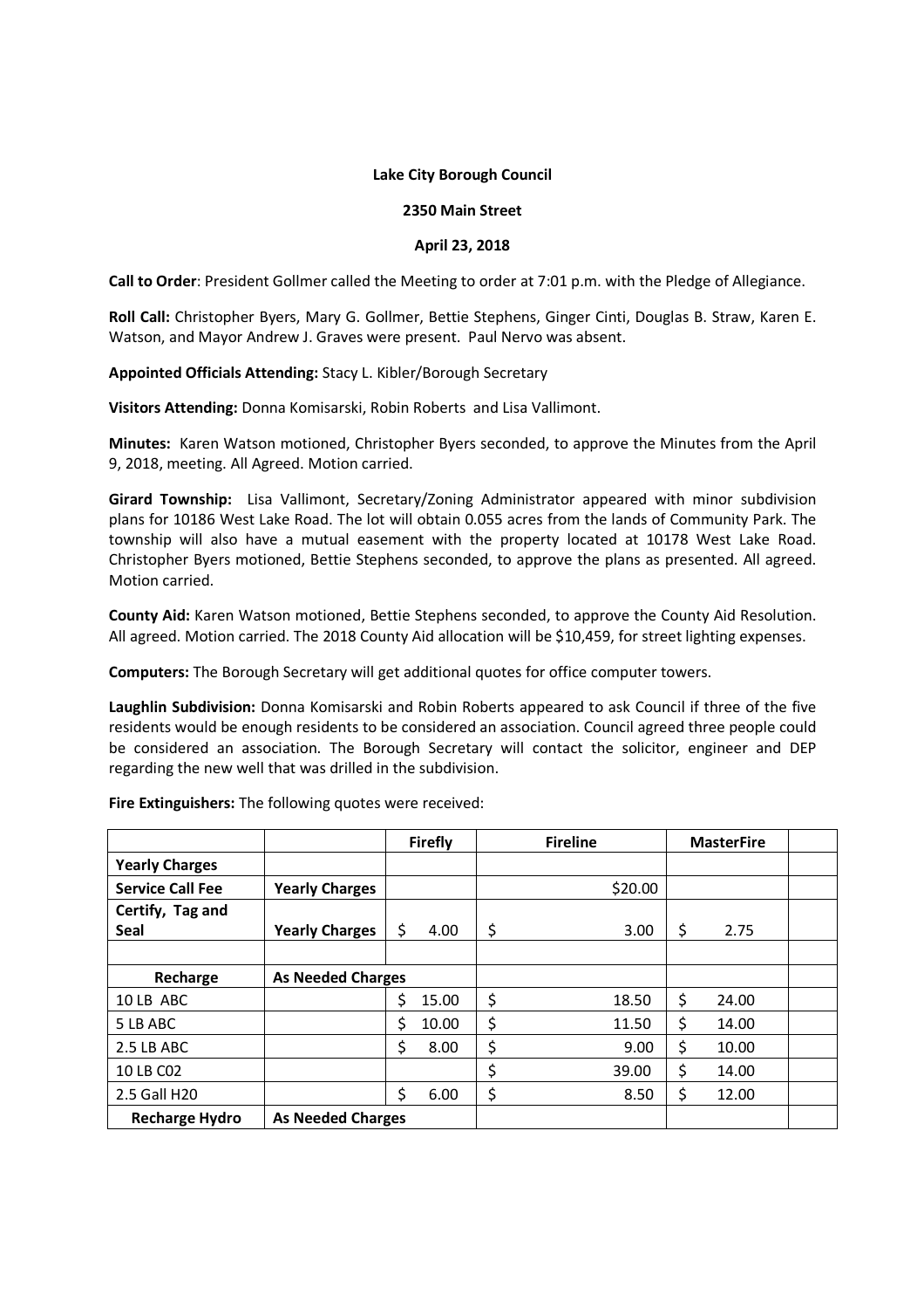**Lake City Borough Council**

**2350 Main Street**

**April 23, 2018**

**Call to Order**: President Gollmer called the Meeting to order at 7:01 p.m. with the Pledge of Allegiance.

**Roll Call:** Christopher Byers, Mary G. Gollmer, Bettie Stephens, Ginger Cinti, Douglas B. Straw, Karen E. Watson, and Mayor Andrew J. Graves were present. Paul Nervo was absent.

**Appointed Officials Attending:** Stacy L. Kibler/Borough Secretary

**Visitors Attending:** Donna Komisarski, Robin Roberts and Lisa Vallimont.

**Minutes:** Karen Watson motioned, Christopher Byers seconded, to approve the Minutes from the April 9, 2018, meeting. All Agreed. Motion carried.

**Girard Township:** Lisa Vallimont, Secretary/Zoning Administrator appeared with minor subdivision plans for 10186 West Lake Road. The lot will obtain 0.055 acres from the lands of Community Park. The township will also have a mutual easement with the property located at 10178 West Lake Road. Christopher Byers motioned, Bettie Stephens seconded, to approve the plans as presented. All agreed. Motion carried.

**County Aid:** Karen Watson motioned, Bettie Stephens seconded, to approve the County Aid Resolution. All agreed. Motion carried. The 2018 County Aid allocation will be $10,459, for street lighting expenses.

**Computers:** The Borough Secretary will get additional quotes for office computer towers.

**Laughlin Subdivision:** Donna Komisarski and Robin Roberts appeared to ask Council if three of the five residents would be enough residents to be considered an association. Council agreed three people could be considered an association. The Borough Secretary will contact the solicitor, engineer and DEP regarding the new well that was drilled in the subdivision.

**Fire Extinguishers:** The following quotes were received:

| | | Firefly | Fireline | MasterFire | |
|---|---|---|---|---|---|
| **Yearly Charges** | | | | | |
| **Service Call Fee** | **Yearly Charges** | | $20.00 | | |
| **Certify, Tag and Seal** | **Yearly Charges** | $ 4.00 | $ 3.00 | $ 2.75 | |
| | | | | | |
| **Recharge** | **As Needed Charges** | | | | |
| 10 LB ABC | | $ 15.00 | $ 18.50 | $ 24.00 | |
| 5 LB ABC | | $ 10.00 | $ 11.50 | $ 14.00 | |
| 2.5 LB ABC | | $ 8.00 | $ 9.00 | $ 10.00 | |
| 10 LB C02 | | | $ 39.00 | $ 14.00 | |
| 2.5 Gall H20 | | $ 6.00 | $ 8.50 | $ 12.00 | |
| **Recharge Hydro** | **As Needed Charges** | | | | |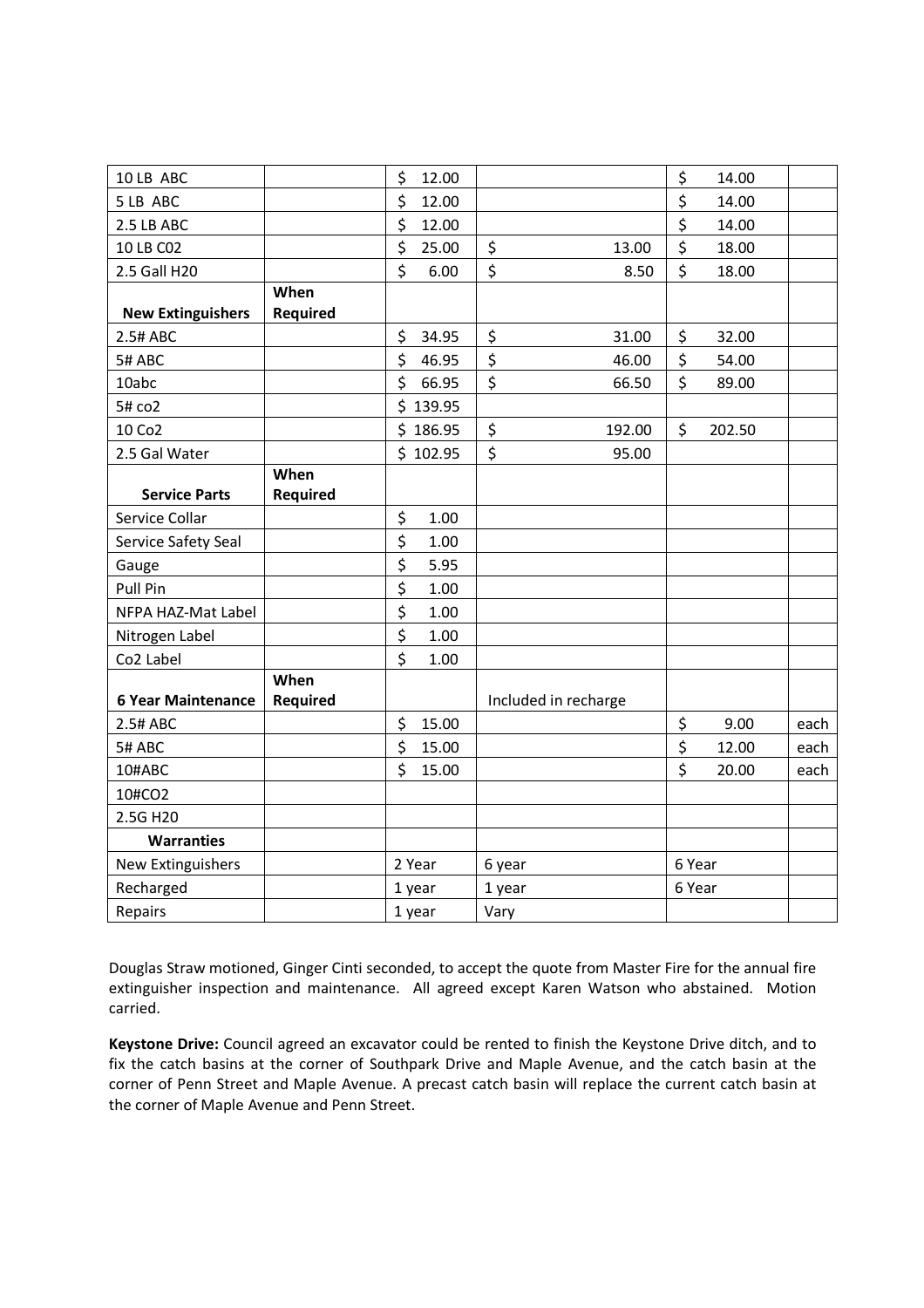| 10 LB ABC | | $ 12.00 | | $ 14.00 | |
|---|---|---|---|---|---|
| 5 LB ABC | | $ 12.00 | | $ 14.00 | |
| 2.5 LB ABC | | $ 12.00 | | $ 14.00 | |
| 10 LB C02 | | $ 25.00 | $ 13.00 | $ 18.00 | |
| 2.5 Gall H20 | | $ 6.00 | $ 8.50 | $ 18.00 | |
| **New Extinguishers** | **When Required** | | | | |
| 2.5# ABC | | $ 34.95 | $ 31.00 | $ 32.00 | |
| 5# ABC | | $ 46.95 | $ 46.00 | $ 54.00 | |
| 10abc | | $ 66.95 | $ 66.50 | $ 89.00 | |
| 5# co2 | | $ 139.95 | | | |
| 10 Co2 | | $ 186.95 | $ 192.00 | $ 202.50 | |
| 2.5 Gal Water | | $ 102.95 | $ 95.00 | | |
| **Service Parts** | **When Required** | | | | |
| Service Collar | | $ 1.00 | | | |
| Service Safety Seal | | $ 1.00 | | | |
| Gauge | | $ 5.95 | | | |
| Pull Pin | | $ 1.00 | | | |
| NFPA HAZ-Mat Label | | $ 1.00 | | | |
| Nitrogen Label | | $ 1.00 | | | |
| Co2 Label | | $ 1.00 | | | |
| **6 Year Maintenance** | **When Required** | | Included in recharge | | |
| 2.5# ABC | | $ 15.00 | | $ 9.00 | each |
| 5# ABC | | $ 15.00 | | $ 12.00 | each |
| 10#ABC | | $ 15.00 | | $ 20.00 | each |
| 10#CO2 | | | | | |
| 2.5G H20 | | | | | |
| **Warranties** | | | | | |
| New Extinguishers | | 2 Year | 6 year | 6 Year | |
| Recharged | | 1 year | 1 year | 6 Year | |
| Repairs | | 1 year | Vary | | |

Douglas Straw motioned, Ginger Cinti seconded, to accept the quote from Master Fire for the annual fire extinguisher inspection and maintenance. All agreed except Karen Watson who abstained. Motion carried.

**Keystone Drive:** Council agreed an excavator could be rented to finish the Keystone Drive ditch, and to fix the catch basins at the corner of Southpark Drive and Maple Avenue, and the catch basin at the corner of Penn Street and Maple Avenue. A precast catch basin will replace the current catch basin at the corner of Maple Avenue and Penn Street.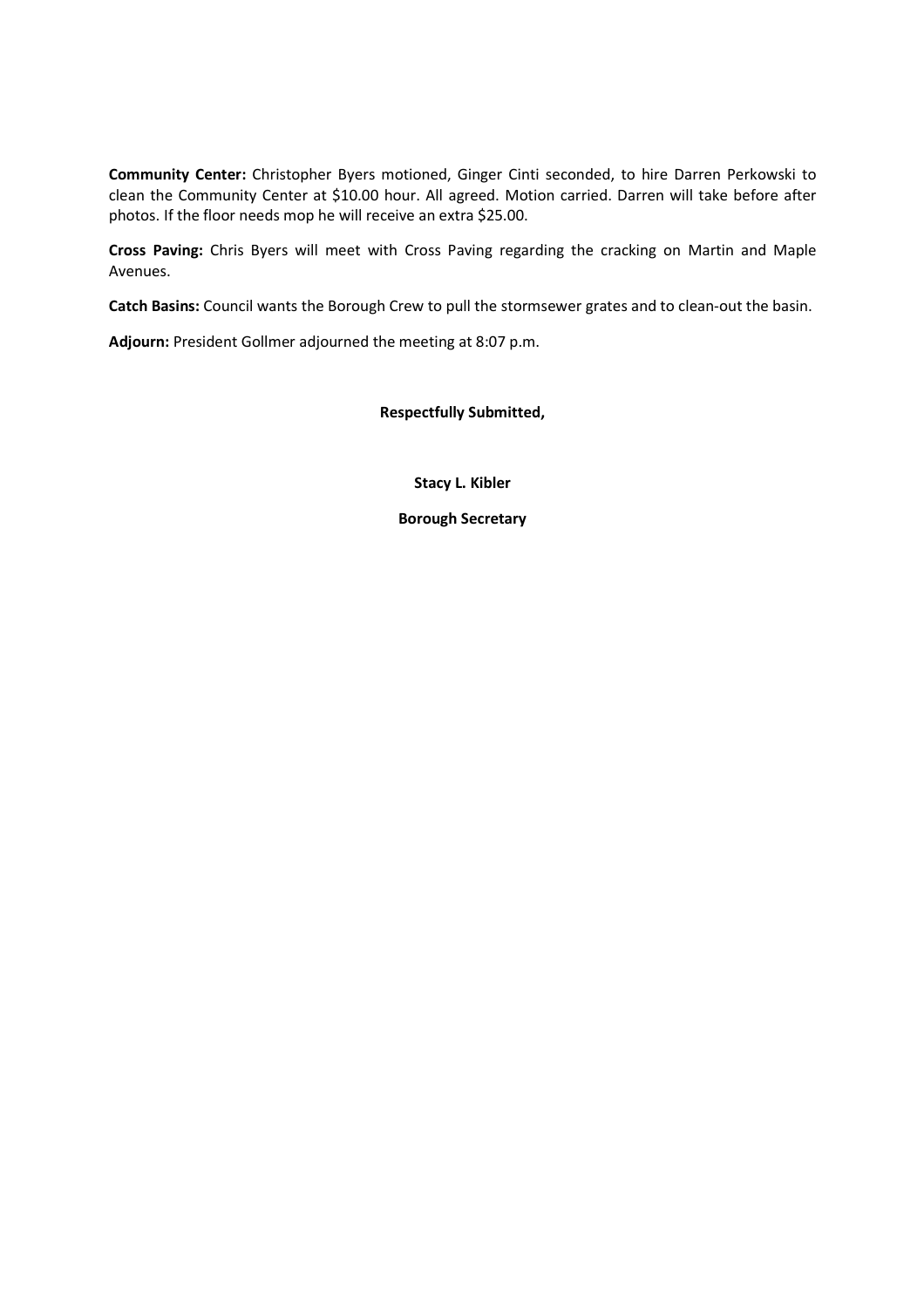**Community Center:** Christopher Byers motioned, Ginger Cinti seconded, to hire Darren Perkowski to clean the Community Center at $10.00 hour. All agreed. Motion carried. Darren will take before after photos. If the floor needs mop he will receive an extra $25.00.

**Cross Paving:** Chris Byers will meet with Cross Paving regarding the cracking on Martin and Maple Avenues.

**Catch Basins:** Council wants the Borough Crew to pull the stormsewer grates and to clean-out the basin.

**Adjourn:** President Gollmer adjourned the meeting at 8:07 p.m.

**Respectfully Submitted,**

**Stacy L. Kibler**

**Borough Secretary**